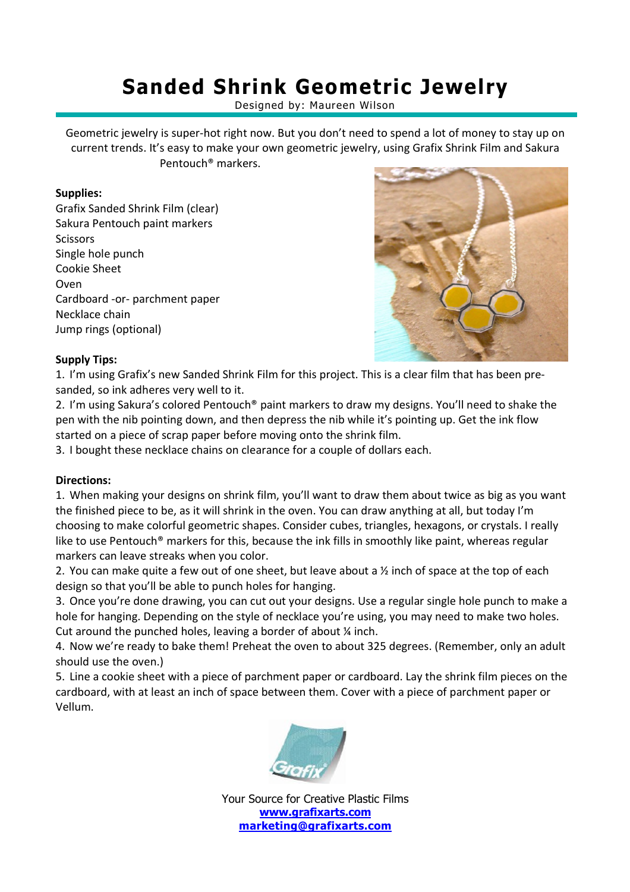# Sanded Shrink Geometric Jewelry

Designed by: Maureen Wilson

Geometric jewelry is super-hot right now. But you don't need to spend a lot of money to stay up on current trends. It's easy to make your own geometric jewelry, using Grafix Shrink Film and Sakura Pentouch® markers.

**Supplies:**

Grafix Sanded Shrink Film (clear)
Sakura Pentouch paint markers
Scissors
Single hole punch
Cookie Sheet
Oven
Cardboard -or- parchment paper
Necklace chain
Jump rings (optional)

**Supply Tips:**

1. I'm using Grafix's new Sanded Shrink Film for this project. This is a clear film that has been pre-sanded, so ink adheres very well to it.
2. I'm using Sakura's colored Pentouch® paint markers to draw my designs. You'll need to shake the pen with the nib pointing down, and then depress the nib while it's pointing up. Get the ink flow started on a piece of scrap paper before moving onto the shrink film.
3. I bought these necklace chains on clearance for a couple of dollars each.

**Directions:**

1. When making your designs on shrink film, you'll want to draw them about twice as big as you want the finished piece to be, as it will shrink in the oven. You can draw anything at all, but today I'm choosing to make colorful geometric shapes. Consider cubes, triangles, hexagons, or crystals. I really like to use Pentouch® markers for this, because the ink fills in smoothly like paint, whereas regular markers can leave streaks when you color.
2. You can make quite a few out of one sheet, but leave about a ½ inch of space at the top of each design so that you'll be able to punch holes for hanging.
3. Once you're done drawing, you can cut out your designs. Use a regular single hole punch to make a hole for hanging. Depending on the style of necklace you're using, you may need to make two holes. Cut around the punched holes, leaving a border of about ¼ inch.
4. Now we're ready to bake them! Preheat the oven to about 325 degrees. (Remember, only an adult should use the oven.)
5. Line a cookie sheet with a piece of parchment paper or cardboard. Lay the shrink film pieces on the cardboard, with at least an inch of space between them. Cover with a piece of parchment paper or Vellum.

Your Source for Creative Plastic Films
**www.grafixarts.com**
**marketing@grafixarts.com**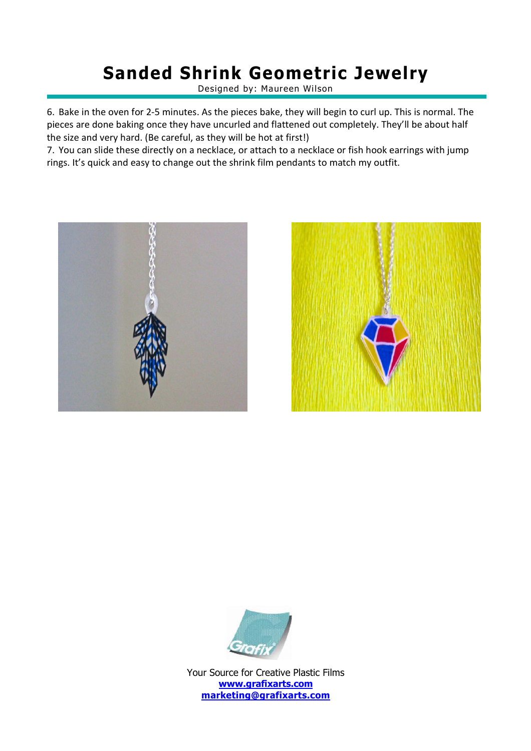# Sanded Shrink Geometric Jewelry

Designed by: Maureen Wilson

6. Bake in the oven for 2-5 minutes. As the pieces bake, they will begin to curl up. This is normal. The pieces are done baking once they have uncurled and flattened out completely. They'll be about half the size and very hard. (Be careful, as they will be hot at first!)
7. You can slide these directly on a necklace, or attach to a necklace or fish hook earrings with jump rings. It's quick and easy to change out the shrink film pendants to match my outfit.

Your Source for Creative Plastic Films
**www.grafixarts.com**
**marketing@grafixarts.com**